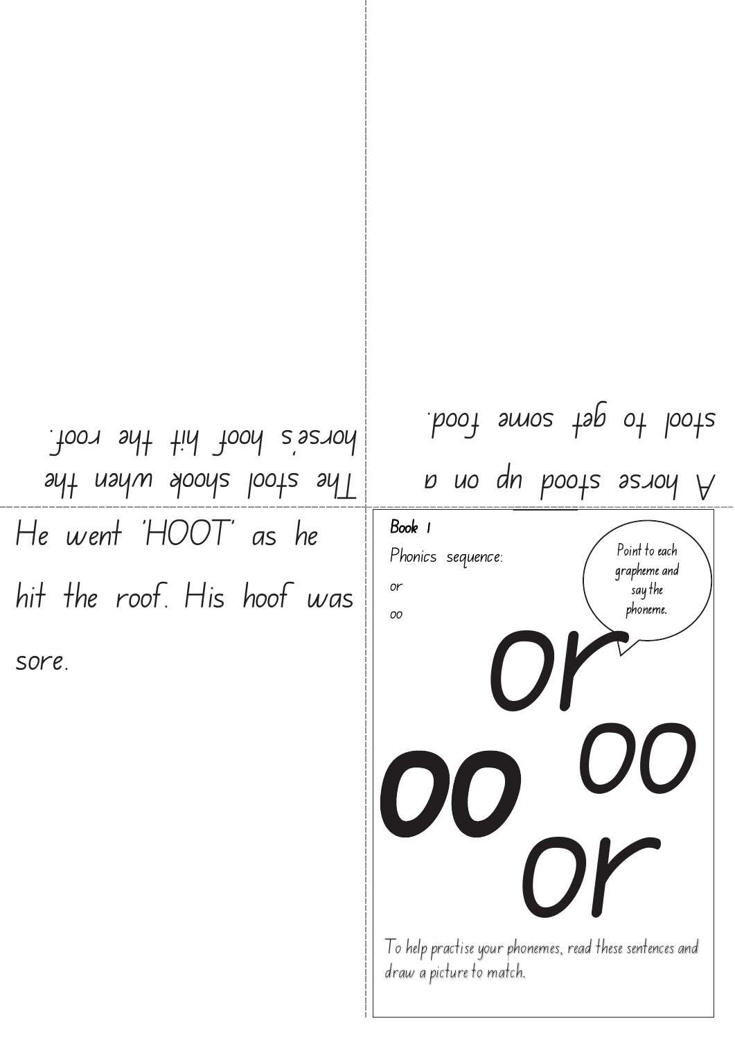**Book 1**

Phonics sequence:

or

oo

Point to each grapheme and say the phoneme.

or

oo oo

or

To help practise your phonemes, read these sentences and draw a picture to match.

A horse stood up on a stool to get some food.

The stool shook when the horse's hoof hit the roof.

He went 'HOOT' as he hit the roof. His hoof was sore.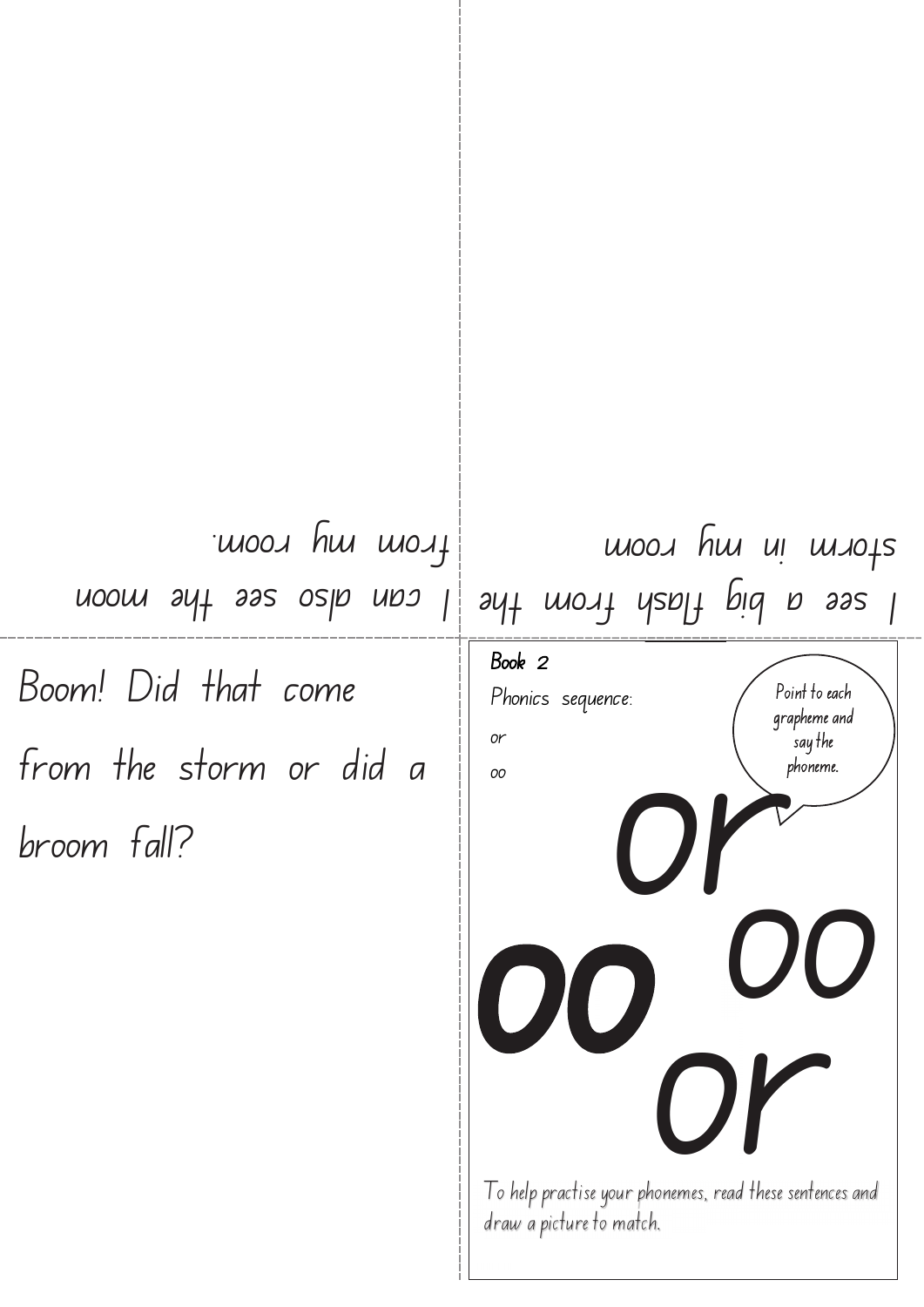I can also see the moon from my room.

I see a big flash from the storm in my room

Boom! Did that come from the storm or did a broom fall?

**Book 2**

Phonics sequence:

or

oo

Point to each grapheme and say the phoneme.

or

oo oo

or

To help practise your phonemes, read these sentences and draw a picture to match.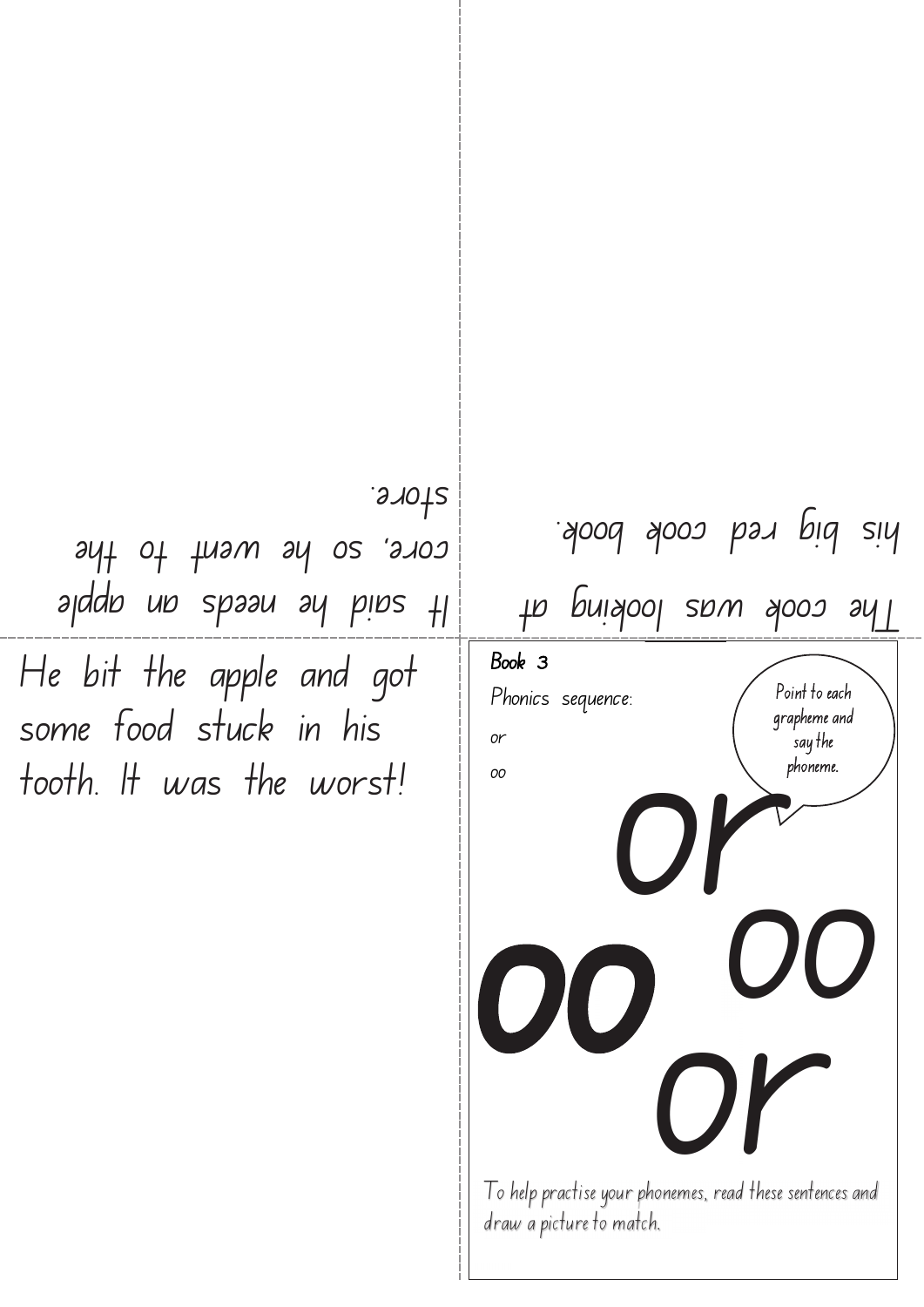It said he needs an apple core, so he went to the store.

The cook was looking at his big red cook book.

He bit the apple and got some food stuck in his tooth. It was the worst!

Book 3

Phonics sequence:

or

oo

Point to each grapheme and say the phoneme.

or

oo oo

or

To help practise your phonemes, read these sentences and draw a picture to match.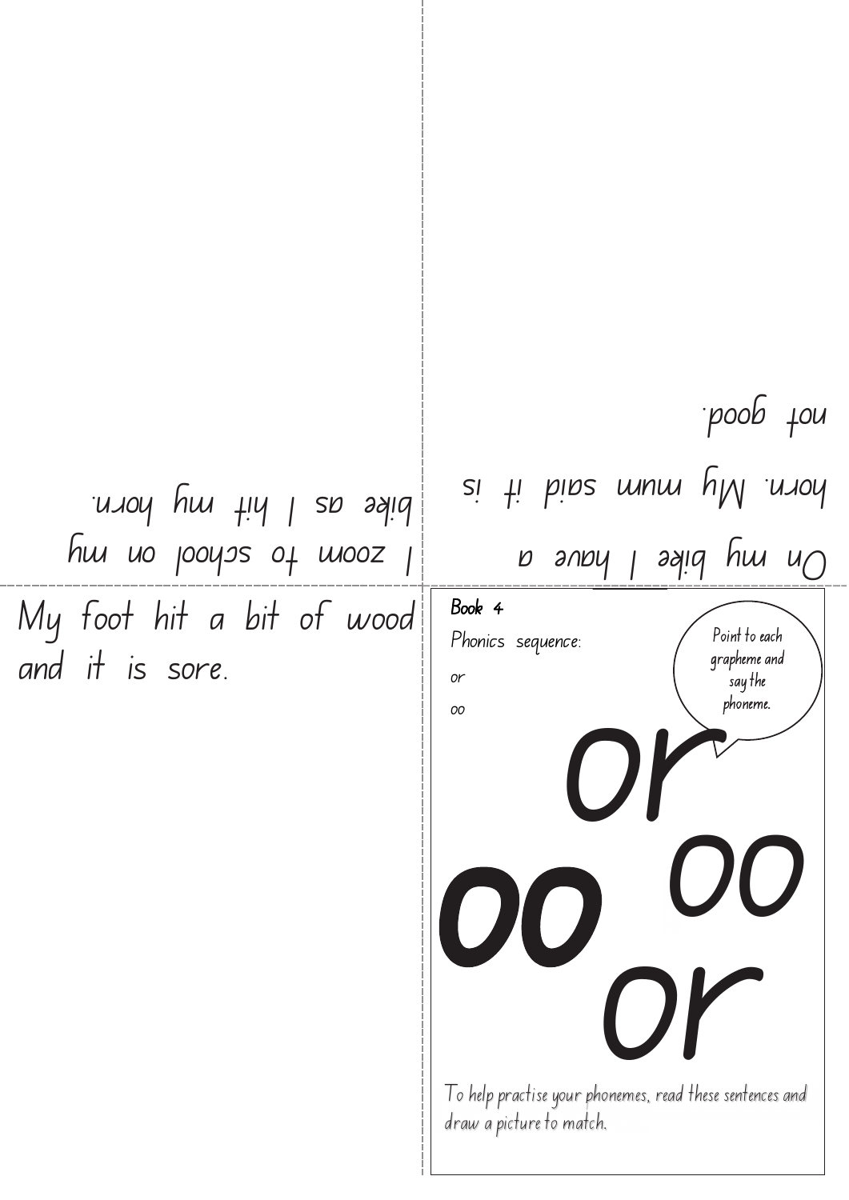On my bike I have a horn. My mum said it is not good.

I zoom to school on my bike as I hit my horn.

My foot hit a bit of wood and it is sore.

Book 4

Phonics sequence:

or

oo

Point to each grapheme and say the phoneme.

or

oo

oo

or

To help practise your phonemes, read these sentences and draw a picture to match.